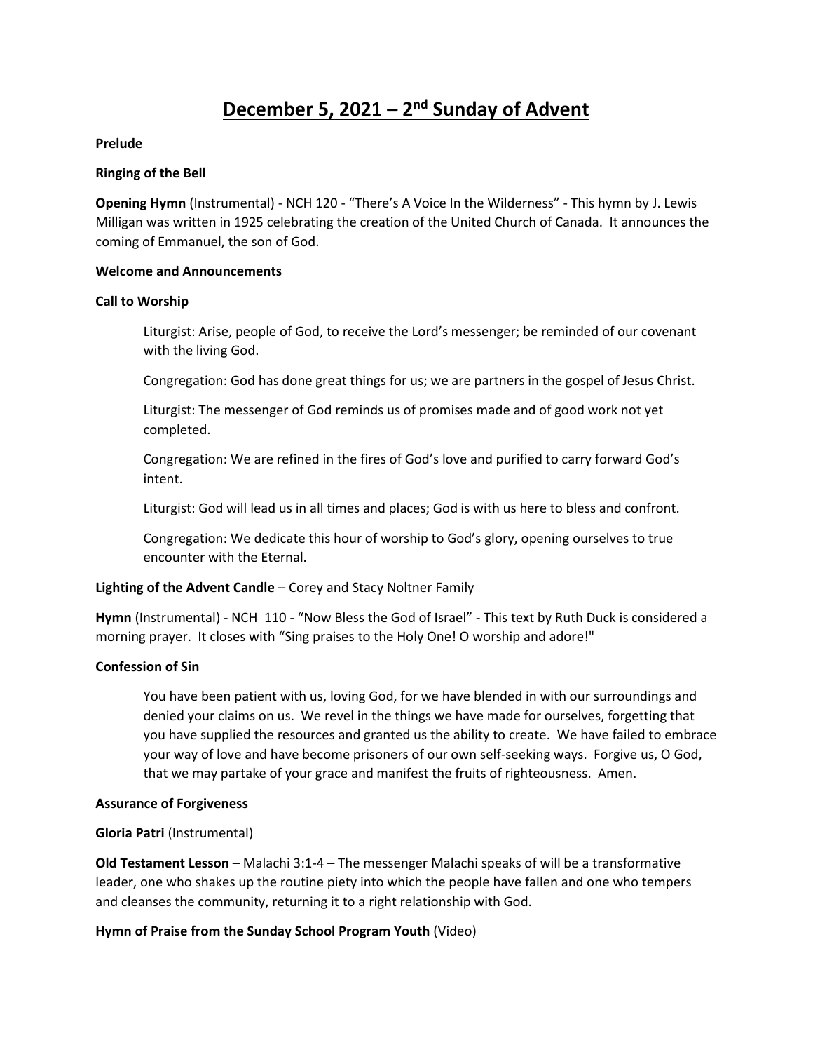# December 5, 2021 – 2nd Sunday of Advent

**Prelude**

**Ringing of the Bell**

**Opening Hymn** (Instrumental) - NCH 120 - "There's A Voice In the Wilderness" - This hymn by J. Lewis Milligan was written in 1925 celebrating the creation of the United Church of Canada. It announces the coming of Emmanuel, the son of God.

**Welcome and Announcements**

**Call to Worship**

> Liturgist: Arise, people of God, to receive the Lord's messenger; be reminded of our covenant with the living God.
>
> Congregation: God has done great things for us; we are partners in the gospel of Jesus Christ.
>
> Liturgist: The messenger of God reminds us of promises made and of good work not yet completed.
>
> Congregation: We are refined in the fires of God's love and purified to carry forward God's intent.
>
> Liturgist: God will lead us in all times and places; God is with us here to bless and confront.
>
> Congregation: We dedicate this hour of worship to God's glory, opening ourselves to true encounter with the Eternal.

**Lighting of the Advent Candle** – Corey and Stacy Noltner Family

**Hymn** (Instrumental) - NCH 110 - "Now Bless the God of Israel" - This text by Ruth Duck is considered a morning prayer. It closes with "Sing praises to the Holy One! O worship and adore!"

**Confession of Sin**

> You have been patient with us, loving God, for we have blended in with our surroundings and denied your claims on us. We revel in the things we have made for ourselves, forgetting that you have supplied the resources and granted us the ability to create. We have failed to embrace your way of love and have become prisoners of our own self-seeking ways. Forgive us, O God, that we may partake of your grace and manifest the fruits of righteousness. Amen.

**Assurance of Forgiveness**

**Gloria Patri** (Instrumental)

**Old Testament Lesson** – Malachi 3:1-4 – The messenger Malachi speaks of will be a transformative leader, one who shakes up the routine piety into which the people have fallen and one who tempers and cleanses the community, returning it to a right relationship with God.

**Hymn of Praise from the Sunday School Program Youth** (Video)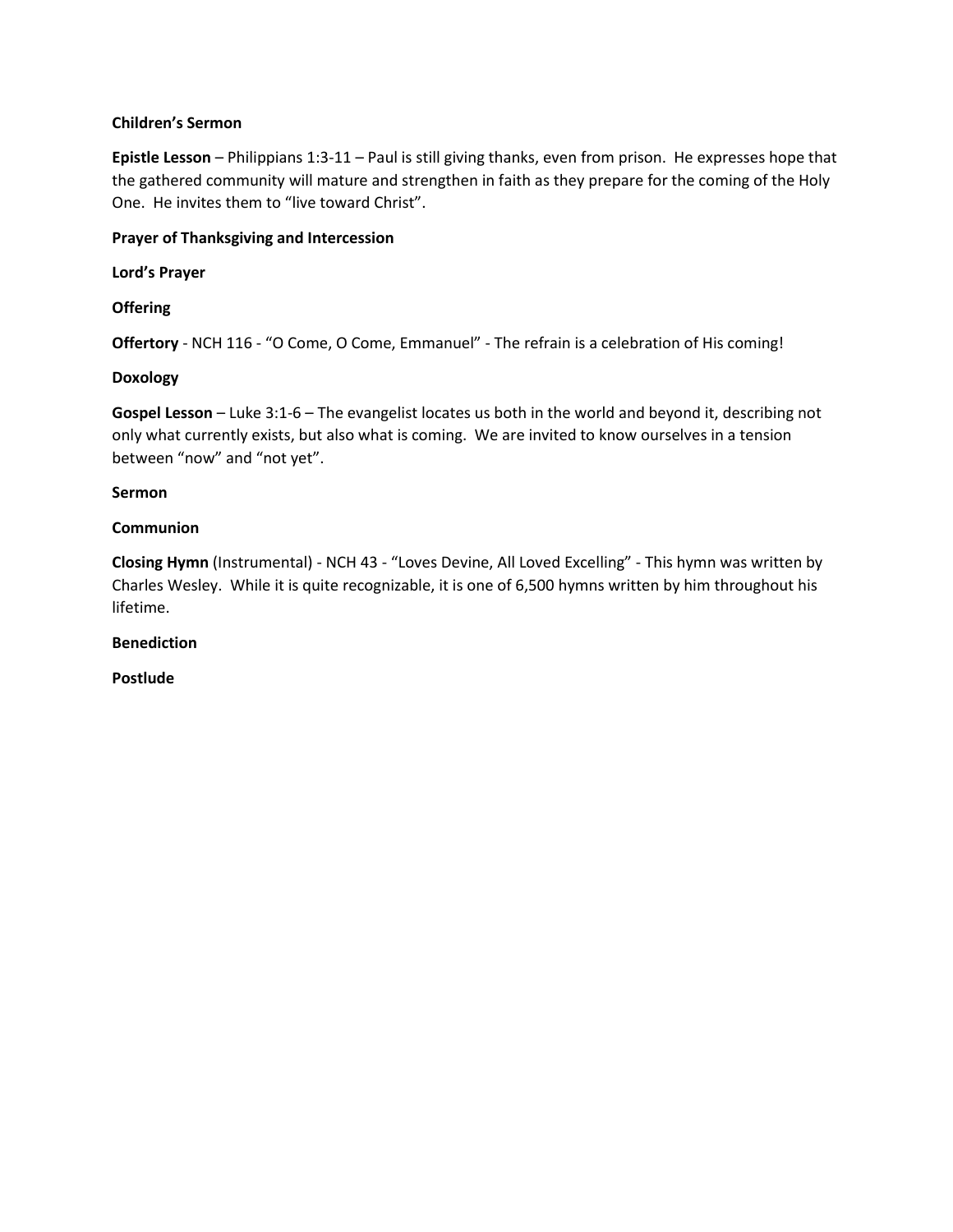**Children's Sermon**

**Epistle Lesson** – Philippians 1:3-11 – Paul is still giving thanks, even from prison. He expresses hope that the gathered community will mature and strengthen in faith as they prepare for the coming of the Holy One. He invites them to "live toward Christ".

**Prayer of Thanksgiving and Intercession**

**Lord's Prayer**

**Offering**

**Offertory** - NCH 116 - "O Come, O Come, Emmanuel" - The refrain is a celebration of His coming!

**Doxology**

**Gospel Lesson** – Luke 3:1-6 – The evangelist locates us both in the world and beyond it, describing not only what currently exists, but also what is coming. We are invited to know ourselves in a tension between "now" and "not yet".

**Sermon**

**Communion**

**Closing Hymn** (Instrumental) - NCH 43 - "Loves Devine, All Loved Excelling" - This hymn was written by Charles Wesley. While it is quite recognizable, it is one of 6,500 hymns written by him throughout his lifetime.

**Benediction**

**Postlude**